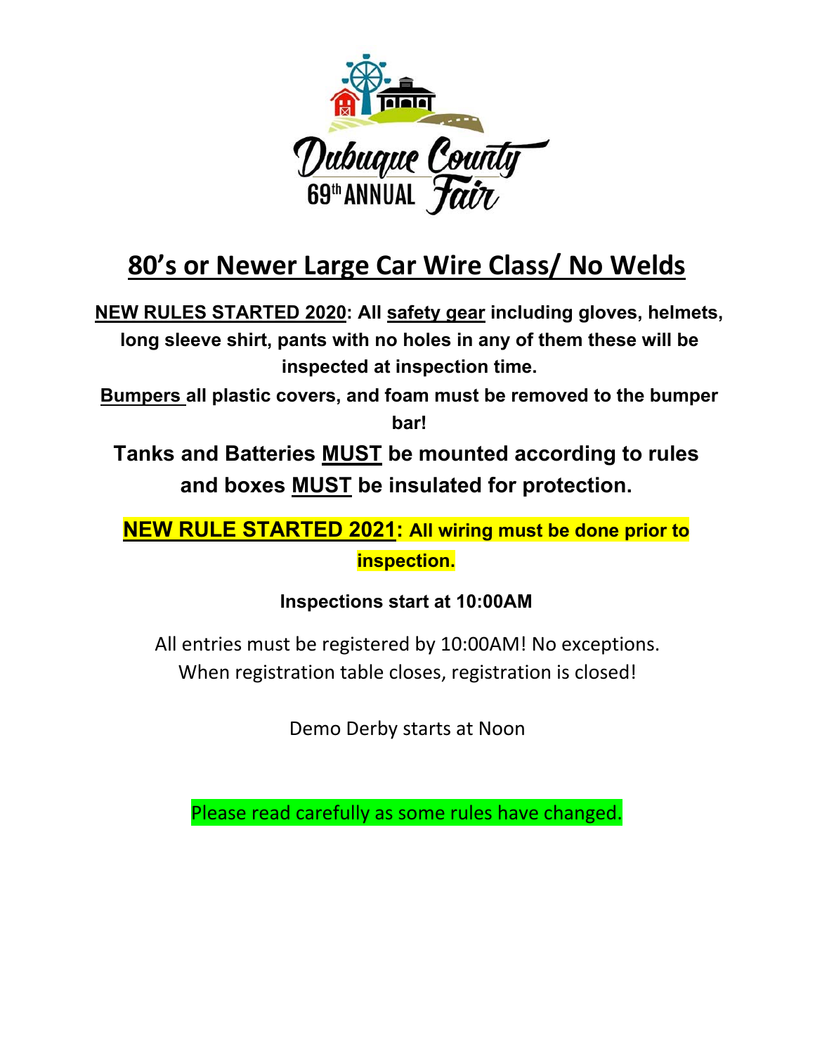Dubuque County
69th ANNUAL Fair

# 80's or Newer Large Car Wire Class/ No Welds

**NEW RULES STARTED 2020: All safety gear including gloves, helmets, long sleeve shirt, pants with no holes in any of them these will be inspected at inspection time.**

**Bumpers all plastic covers, and foam must be removed to the bumper bar!**

**Tanks and Batteries MUST be mounted according to rules and boxes MUST be insulated for protection.**

**NEW RULE STARTED 2021: All wiring must be done prior to inspection.**

**Inspections start at 10:00AM**

All entries must be registered by 10:00AM! No exceptions. When registration table closes, registration is closed!

Demo Derby starts at Noon

Please read carefully as some rules have changed.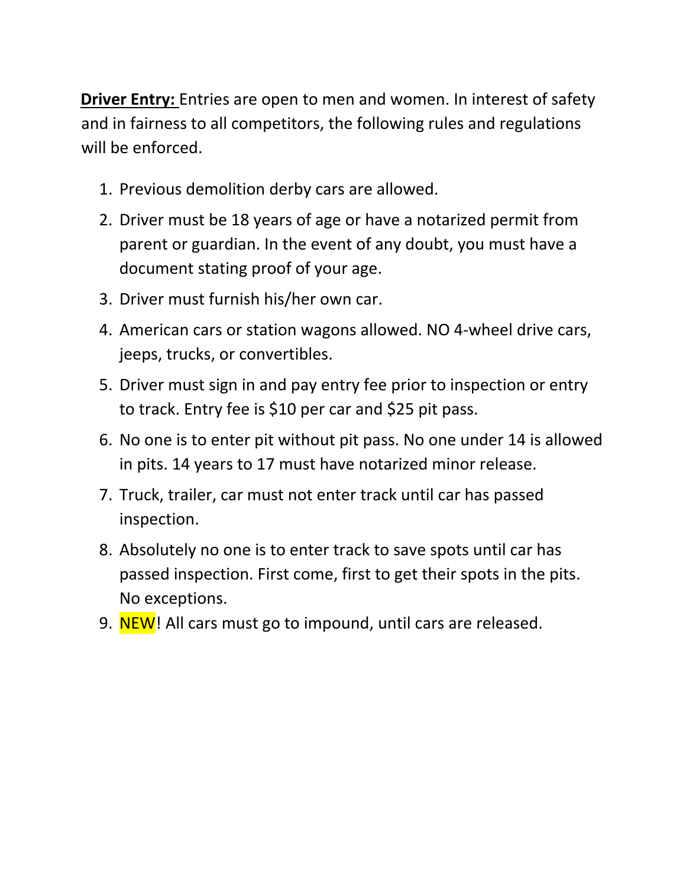**Driver Entry:** Entries are open to men and women. In interest of safety and in fairness to all competitors, the following rules and regulations will be enforced.

1. Previous demolition derby cars are allowed.
2. Driver must be 18 years of age or have a notarized permit from parent or guardian. In the event of any doubt, you must have a document stating proof of your age.
3. Driver must furnish his/her own car.
4. American cars or station wagons allowed. NO 4-wheel drive cars, jeeps, trucks, or convertibles.
5. Driver must sign in and pay entry fee prior to inspection or entry to track. Entry fee is $10 per car and $25 pit pass.
6. No one is to enter pit without pit pass. No one under 14 is allowed in pits. 14 years to 17 must have notarized minor release.
7. Truck, trailer, car must not enter track until car has passed inspection.
8. Absolutely no one is to enter track to save spots until car has passed inspection. First come, first to get their spots in the pits. No exceptions.
9. NEW! All cars must go to impound, until cars are released.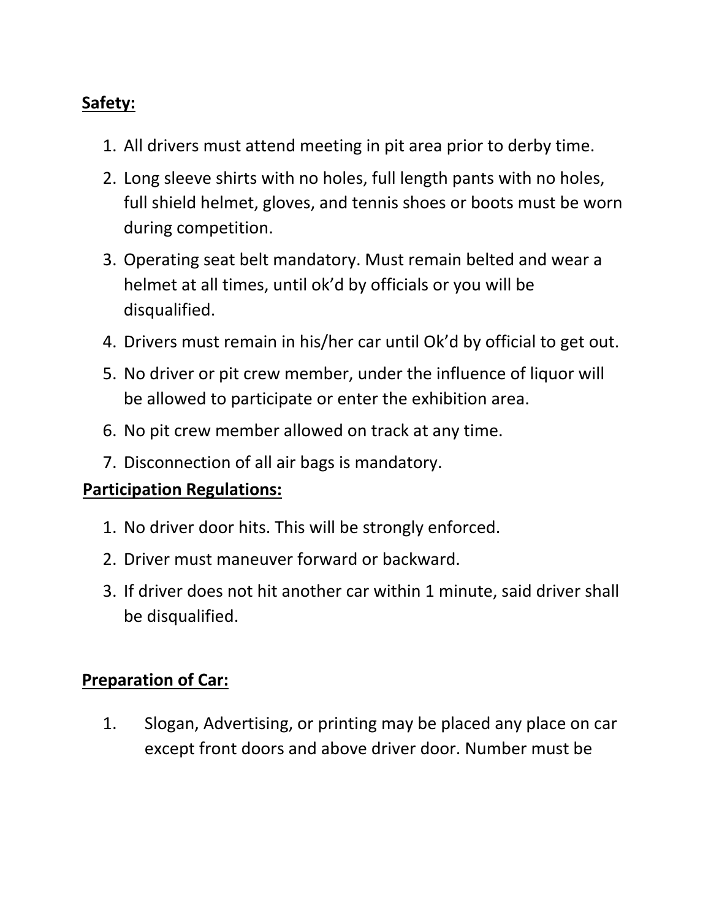**Safety:**

1. All drivers must attend meeting in pit area prior to derby time.
2. Long sleeve shirts with no holes, full length pants with no holes, full shield helmet, gloves, and tennis shoes or boots must be worn during competition.
3. Operating seat belt mandatory. Must remain belted and wear a helmet at all times, until ok'd by officials or you will be disqualified.
4. Drivers must remain in his/her car until Ok'd by official to get out.
5. No driver or pit crew member, under the influence of liquor will be allowed to participate or enter the exhibition area.
6. No pit crew member allowed on track at any time.
7. Disconnection of all air bags is mandatory.

**Participation Regulations:**

1. No driver door hits. This will be strongly enforced.
2. Driver must maneuver forward or backward.
3. If driver does not hit another car within 1 minute, said driver shall be disqualified.

**Preparation of Car:**

1. Slogan, Advertising, or printing may be placed any place on car except front doors and above driver door. Number must be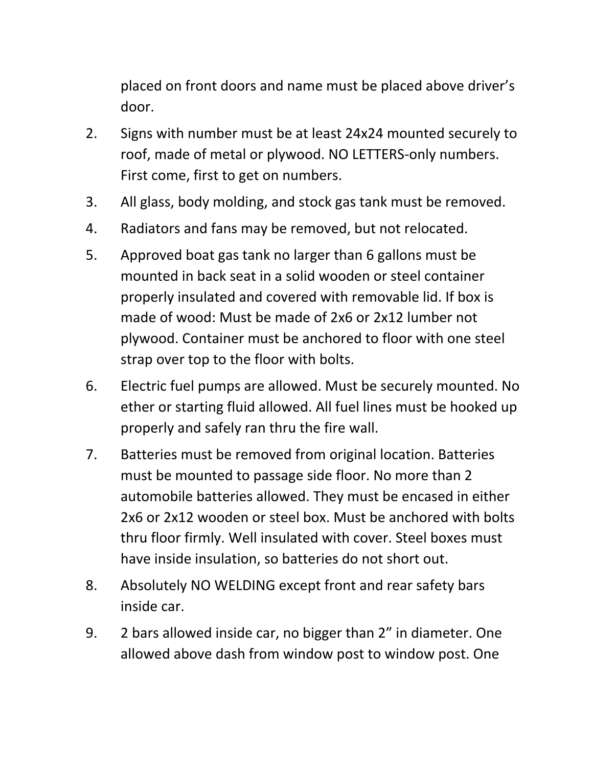placed on front doors and name must be placed above driver's door.

2. Signs with number must be at least 24x24 mounted securely to roof, made of metal or plywood. NO LETTERS-only numbers. First come, first to get on numbers.
3. All glass, body molding, and stock gas tank must be removed.
4. Radiators and fans may be removed, but not relocated.
5. Approved boat gas tank no larger than 6 gallons must be mounted in back seat in a solid wooden or steel container properly insulated and covered with removable lid. If box is made of wood: Must be made of 2x6 or 2x12 lumber not plywood. Container must be anchored to floor with one steel strap over top to the floor with bolts.
6. Electric fuel pumps are allowed. Must be securely mounted. No ether or starting fluid allowed. All fuel lines must be hooked up properly and safely ran thru the fire wall.
7. Batteries must be removed from original location. Batteries must be mounted to passage side floor. No more than 2 automobile batteries allowed. They must be encased in either 2x6 or 2x12 wooden or steel box. Must be anchored with bolts thru floor firmly. Well insulated with cover. Steel boxes must have inside insulation, so batteries do not short out.
8. Absolutely NO WELDING except front and rear safety bars inside car.
9. 2 bars allowed inside car, no bigger than 2" in diameter. One allowed above dash from window post to window post. One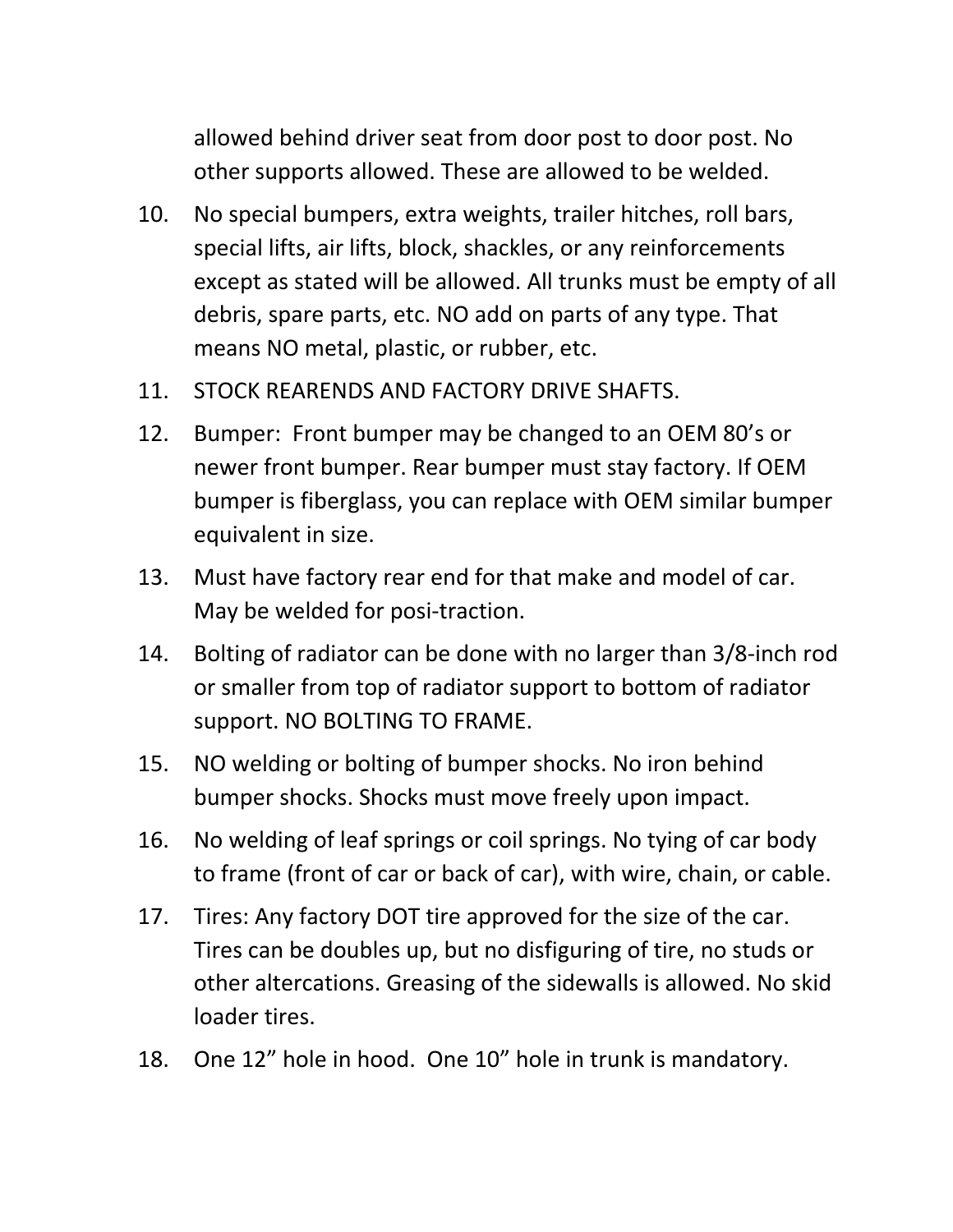allowed behind driver seat from door post to door post. No other supports allowed. These are allowed to be welded.

10. No special bumpers, extra weights, trailer hitches, roll bars, special lifts, air lifts, block, shackles, or any reinforcements except as stated will be allowed. All trunks must be empty of all debris, spare parts, etc. NO add on parts of any type. That means NO metal, plastic, or rubber, etc.
11. STOCK REARENDS AND FACTORY DRIVE SHAFTS.
12. Bumper: Front bumper may be changed to an OEM 80's or newer front bumper. Rear bumper must stay factory. If OEM bumper is fiberglass, you can replace with OEM similar bumper equivalent in size.
13. Must have factory rear end for that make and model of car. May be welded for posi-traction.
14. Bolting of radiator can be done with no larger than 3/8-inch rod or smaller from top of radiator support to bottom of radiator support. NO BOLTING TO FRAME.
15. NO welding or bolting of bumper shocks. No iron behind bumper shocks. Shocks must move freely upon impact.
16. No welding of leaf springs or coil springs. No tying of car body to frame (front of car or back of car), with wire, chain, or cable.
17. Tires: Any factory DOT tire approved for the size of the car. Tires can be doubles up, but no disfiguring of tire, no studs or other altercations. Greasing of the sidewalls is allowed. No skid loader tires.
18. One 12" hole in hood. One 10" hole in trunk is mandatory.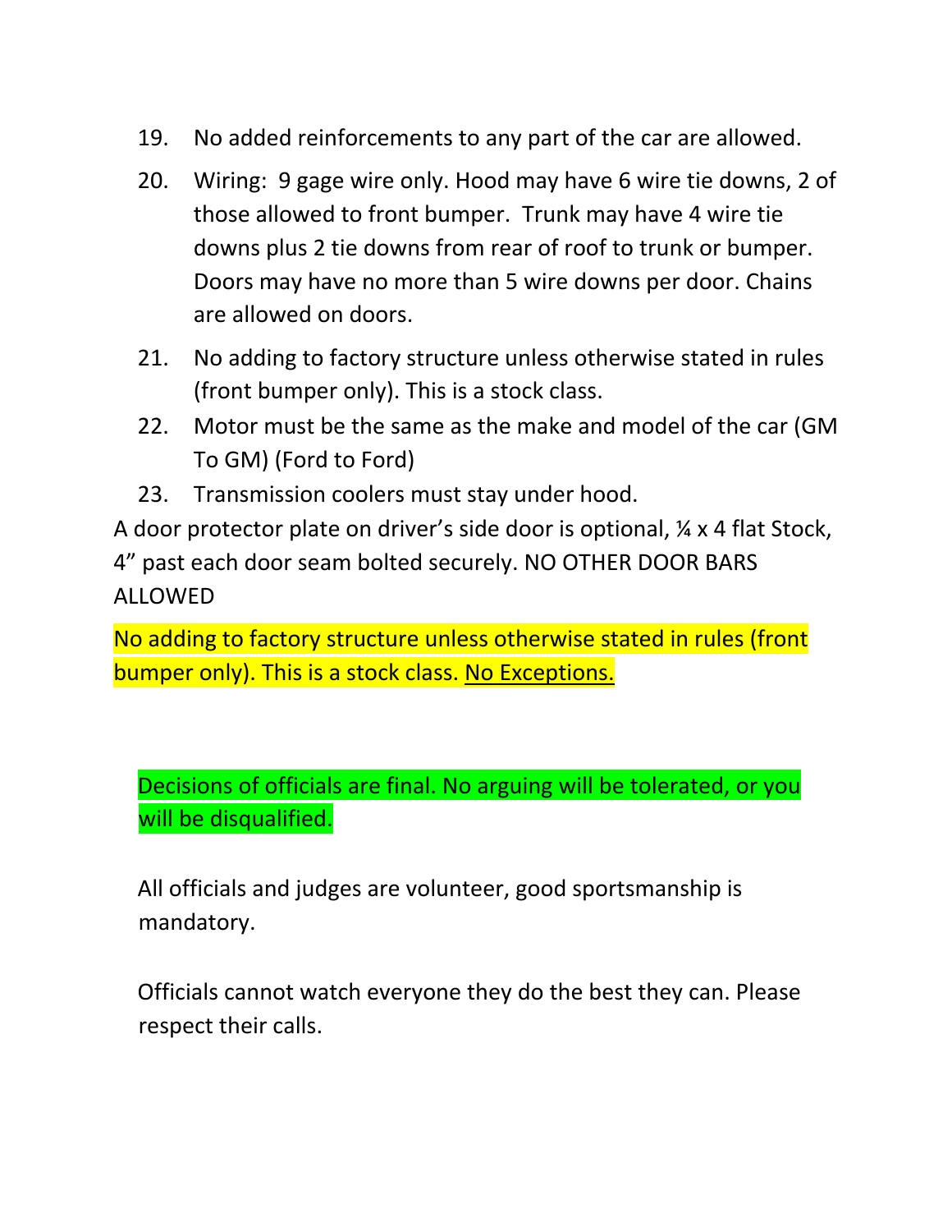19. No added reinforcements to any part of the car are allowed.
20. Wiring: 9 gage wire only. Hood may have 6 wire tie downs, 2 of those allowed to front bumper. Trunk may have 4 wire tie downs plus 2 tie downs from rear of roof to trunk or bumper. Doors may have no more than 5 wire downs per door. Chains are allowed on doors.
21. No adding to factory structure unless otherwise stated in rules (front bumper only). This is a stock class.
22. Motor must be the same as the make and model of the car (GM To GM) (Ford to Ford)
23. Transmission coolers must stay under hood.

A door protector plate on driver's side door is optional, ¼ x 4 flat Stock, 4" past each door seam bolted securely. NO OTHER DOOR BARS ALLOWED

No adding to factory structure unless otherwise stated in rules (front bumper only). This is a stock class. No Exceptions.

Decisions of officials are final. No arguing will be tolerated, or you will be disqualified.

All officials and judges are volunteer, good sportsmanship is mandatory.

Officials cannot watch everyone they do the best they can. Please respect their calls.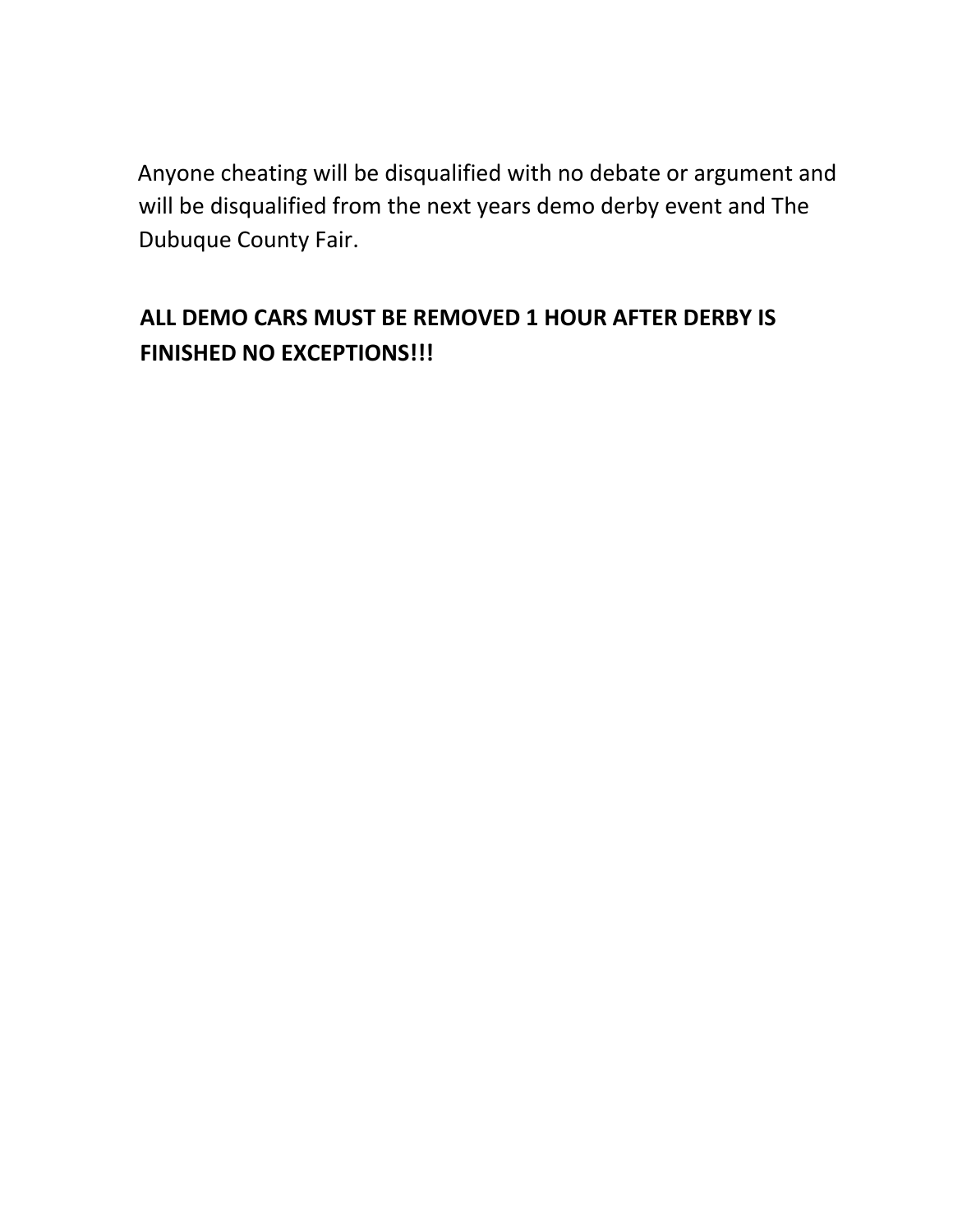Anyone cheating will be disqualified with no debate or argument and will be disqualified from the next years demo derby event and The Dubuque County Fair.

**ALL DEMO CARS MUST BE REMOVED 1 HOUR AFTER DERBY IS FINISHED NO EXCEPTIONS!!!**